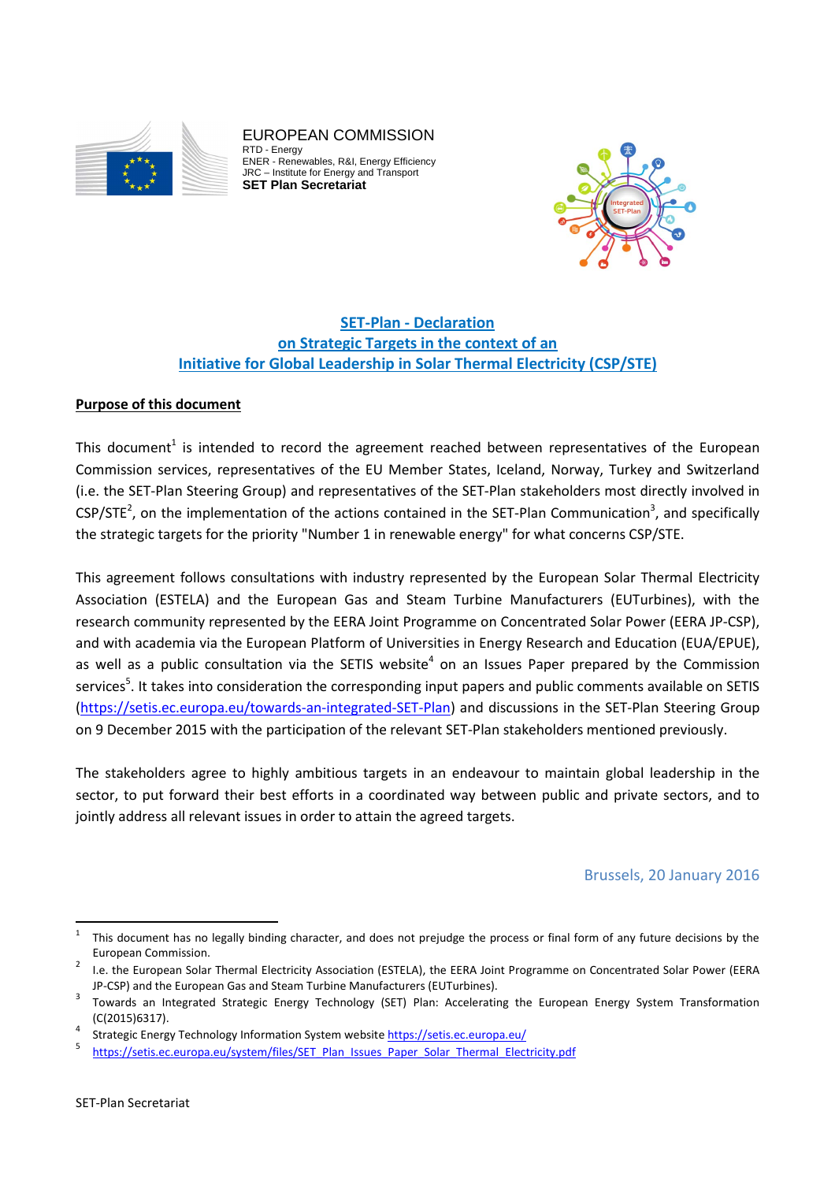EUROPEAN COMMISSION
RTD - Energy
ENER - Renewables, R&I, Energy Efficiency
JRC – Institute for Energy and Transport
**SET Plan Secretariat**

# SET-Plan - Declaration on Strategic Targets in the context of an Initiative for Global Leadership in Solar Thermal Electricity (CSP/STE)

## Purpose of this document

This document[1] is intended to record the agreement reached between representatives of the European Commission services, representatives of the EU Member States, Iceland, Norway, Turkey and Switzerland (i.e. the SET-Plan Steering Group) and representatives of the SET-Plan stakeholders most directly involved in CSP/STE[2], on the implementation of the actions contained in the SET-Plan Communication[3], and specifically the strategic targets for the priority "Number 1 in renewable energy" for what concerns CSP/STE.

This agreement follows consultations with industry represented by the European Solar Thermal Electricity Association (ESTELA) and the European Gas and Steam Turbine Manufacturers (EUTurbines), with the research community represented by the EERA Joint Programme on Concentrated Solar Power (EERA JP-CSP), and with academia via the European Platform of Universities in Energy Research and Education (EUA/EPUE), as well as a public consultation via the SETIS website[4] on an Issues Paper prepared by the Commission services[5]. It takes into consideration the corresponding input papers and public comments available on SETIS (https://setis.ec.europa.eu/towards-an-integrated-SET-Plan) and discussions in the SET-Plan Steering Group on 9 December 2015 with the participation of the relevant SET-Plan stakeholders mentioned previously.

The stakeholders agree to highly ambitious targets in an endeavour to maintain global leadership in the sector, to put forward their best efforts in a coordinated way between public and private sectors, and to jointly address all relevant issues in order to attain the agreed targets.

Brussels, 20 January 2016

---

[1] This document has no legally binding character, and does not prejudge the process or final form of any future decisions by the European Commission.

[2] I.e. the European Solar Thermal Electricity Association (ESTELA), the EERA Joint Programme on Concentrated Solar Power (EERA JP-CSP) and the European Gas and Steam Turbine Manufacturers (EUTurbines).

[3] Towards an Integrated Strategic Energy Technology (SET) Plan: Accelerating the European Energy System Transformation (C(2015)6317).

[4] Strategic Energy Technology Information System website https://setis.ec.europa.eu/

[5] https://setis.ec.europa.eu/system/files/SET_Plan_Issues_Paper_Solar_Thermal_Electricity.pdf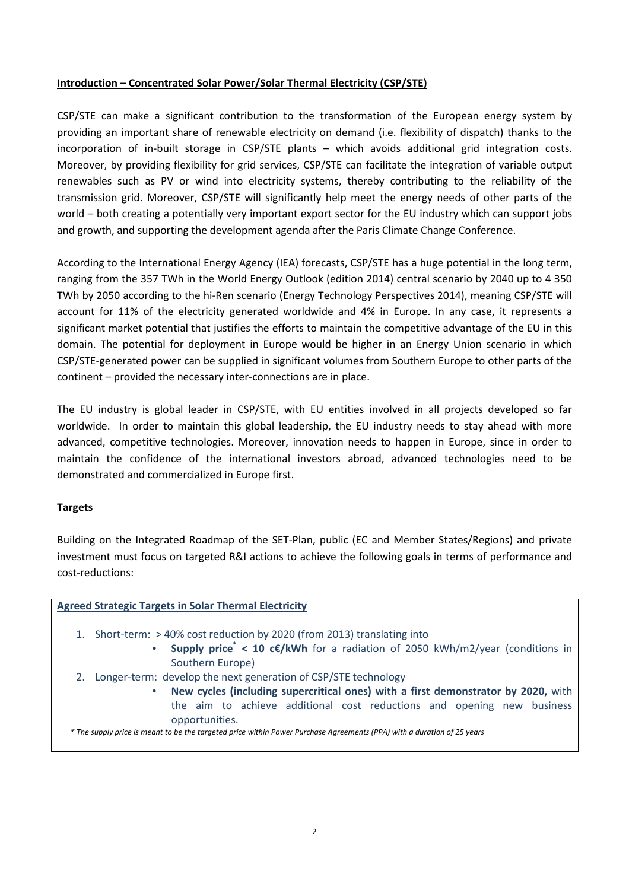**Introduction – Concentrated Solar Power/Solar Thermal Electricity (CSP/STE)**

CSP/STE can make a significant contribution to the transformation of the European energy system by providing an important share of renewable electricity on demand (i.e. flexibility of dispatch) thanks to the incorporation of in-built storage in CSP/STE plants – which avoids additional grid integration costs. Moreover, by providing flexibility for grid services, CSP/STE can facilitate the integration of variable output renewables such as PV or wind into electricity systems, thereby contributing to the reliability of the transmission grid. Moreover, CSP/STE will significantly help meet the energy needs of other parts of the world – both creating a potentially very important export sector for the EU industry which can support jobs and growth, and supporting the development agenda after the Paris Climate Change Conference.

According to the International Energy Agency (IEA) forecasts, CSP/STE has a huge potential in the long term, ranging from the 357 TWh in the World Energy Outlook (edition 2014) central scenario by 2040 up to 4 350 TWh by 2050 according to the hi-Ren scenario (Energy Technology Perspectives 2014), meaning CSP/STE will account for 11% of the electricity generated worldwide and 4% in Europe. In any case, it represents a significant market potential that justifies the efforts to maintain the competitive advantage of the EU in this domain. The potential for deployment in Europe would be higher in an Energy Union scenario in which CSP/STE-generated power can be supplied in significant volumes from Southern Europe to other parts of the continent – provided the necessary inter-connections are in place.

The EU industry is global leader in CSP/STE, with EU entities involved in all projects developed so far worldwide. In order to maintain this global leadership, the EU industry needs to stay ahead with more advanced, competitive technologies. Moreover, innovation needs to happen in Europe, since in order to maintain the confidence of the international investors abroad, advanced technologies need to be demonstrated and commercialized in Europe first.

**Targets**

Building on the Integrated Roadmap of the SET-Plan, public (EC and Member States/Regions) and private investment must focus on targeted R&I actions to achieve the following goals in terms of performance and cost-reductions:

**Agreed Strategic Targets in Solar Thermal Electricity**

1. Short-term: > 40% cost reduction by 2020 (from 2013) translating into
   - **Supply price* < 10 c€/kWh** for a radiation of 2050 kWh/m2/year (conditions in Southern Europe)
2. Longer-term: develop the next generation of CSP/STE technology
   - **New cycles (including supercritical ones) with a first demonstrator by 2020,** with the aim to achieve additional cost reductions and opening new business opportunities.

*\* The supply price is meant to be the targeted price within Power Purchase Agreements (PPA) with a duration of 25 years*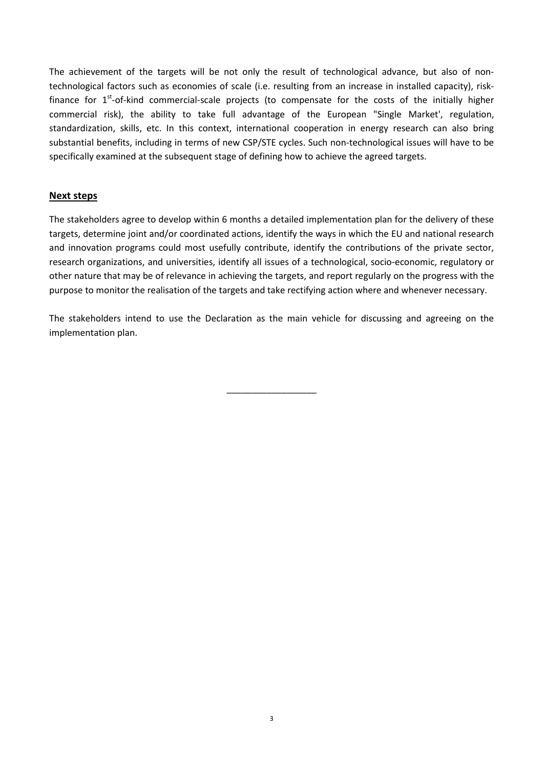The achievement of the targets will be not only the result of technological advance, but also of non-technological factors such as economies of scale (i.e. resulting from an increase in installed capacity), risk-finance for 1[st]-of-kind commercial-scale projects (to compensate for the costs of the initially higher commercial risk), the ability to take full advantage of the European "Single Market', regulation, standardization, skills, etc. In this context, international cooperation in energy research can also bring substantial benefits, including in terms of new CSP/STE cycles. Such non-technological issues will have to be specifically examined at the subsequent stage of defining how to achieve the agreed targets.

## Next steps

The stakeholders agree to develop within 6 months a detailed implementation plan for the delivery of these targets, determine joint and/or coordinated actions, identify the ways in which the EU and national research and innovation programs could most usefully contribute, identify the contributions of the private sector, research organizations, and universities, identify all issues of a technological, socio-economic, regulatory or other nature that may be of relevance in achieving the targets, and report regularly on the progress with the purpose to monitor the realisation of the targets and take rectifying action where and whenever necessary.

The stakeholders intend to use the Declaration as the main vehicle for discussing and agreeing on the implementation plan.

___________________